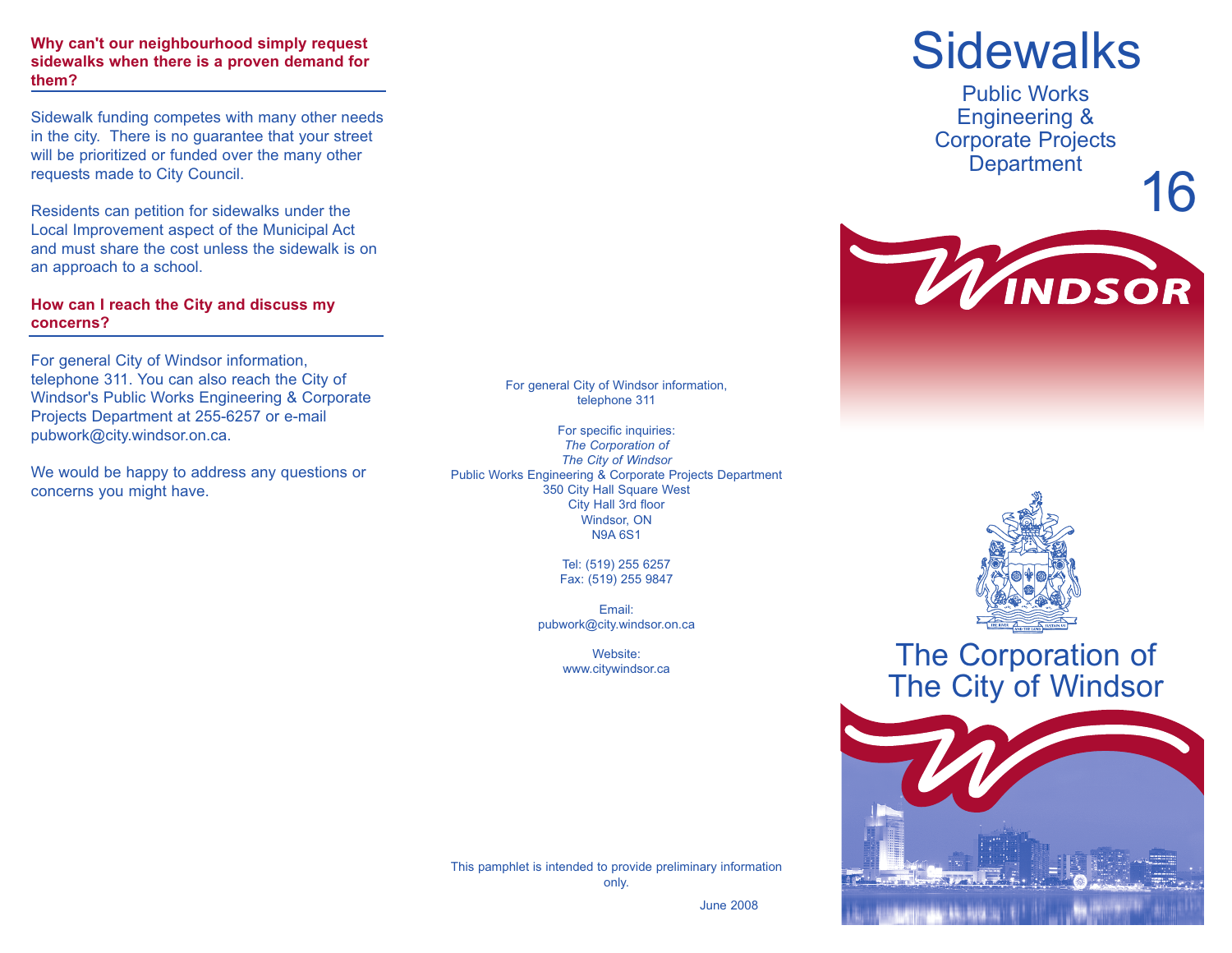**Why can't our neighbourhood simply request sidewalks when there is a proven demand for them?**

Sidewalk funding competes with many other needs in the city. There is no guarantee that your street will be prioritized or funded over the many other requests made to City Council.

Residents can petition for sidewalks under the Local Improvement aspect of the Municipal Act and must share the cost unless the sidewalk is on an approach to a school.

**How can I reach the City and discuss my concerns?**

For general City of Windsor information, telephone 311. You can also reach the City of Windsor's Public Works Engineering & Corporate Projects Department at 255-6257 or e-mail pubwork@city.windsor.on.ca.

We would be happy to address any questions or concerns you might have.

For general City of Windsor information, telephone 311

For specific inquiries:
*The Corporation of*
*The City of Windsor*
Public Works Engineering & Corporate Projects Department
350 City Hall Square West
City Hall 3rd floor
Windsor, ON
N9A 6S1

Tel: (519) 255 6257
Fax: (519) 255 9847

Email:
pubwork@city.windsor.on.ca

Website:
www.citywindsor.ca

This pamphlet is intended to provide preliminary information only.

June 2008

# Sidewalks

Public Works Engineering & Corporate Projects Department

16

WINDSOR

The Corporation of The City of Windsor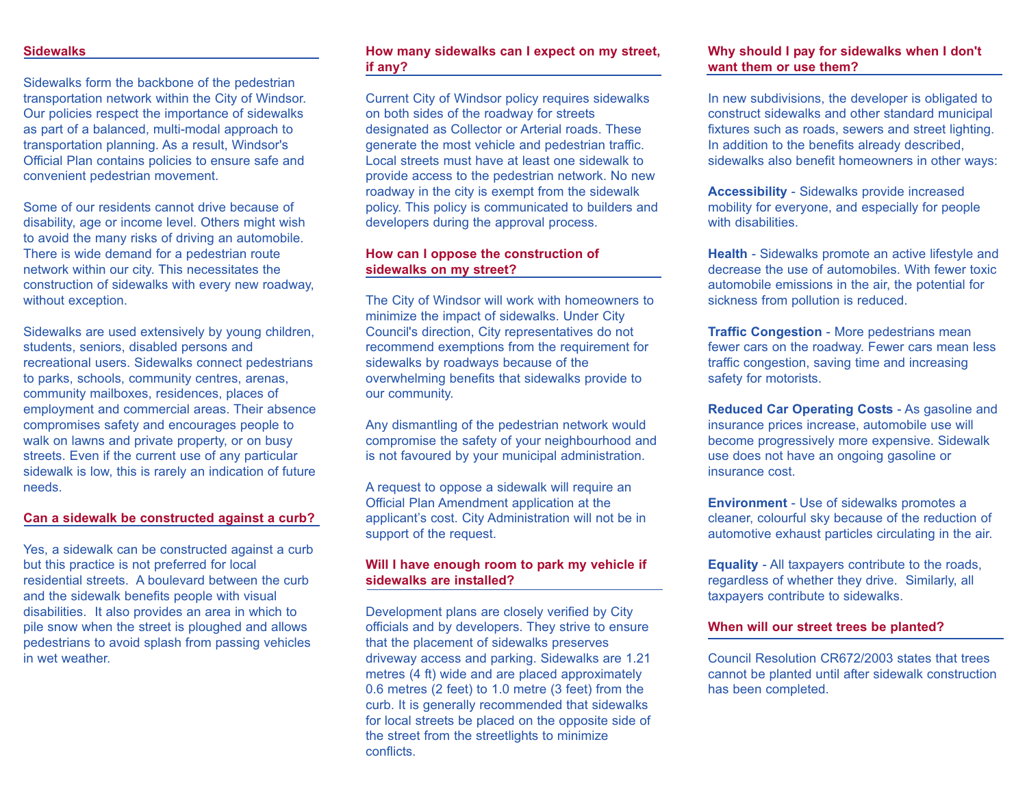## Sidewalks

Sidewalks form the backbone of the pedestrian transportation network within the City of Windsor. Our policies respect the importance of sidewalks as part of a balanced, multi-modal approach to transportation planning. As a result, Windsor's Official Plan contains policies to ensure safe and convenient pedestrian movement.

Some of our residents cannot drive because of disability, age or income level. Others might wish to avoid the many risks of driving an automobile. There is wide demand for a pedestrian route network within our city. This necessitates the construction of sidewalks with every new roadway, without exception.

Sidewalks are used extensively by young children, students, seniors, disabled persons and recreational users. Sidewalks connect pedestrians to parks, schools, community centres, arenas, community mailboxes, residences, places of employment and commercial areas. Their absence compromises safety and encourages people to walk on lawns and private property, or on busy streets. Even if the current use of any particular sidewalk is low, this is rarely an indication of future needs.

## Can a sidewalk be constructed against a curb?

Yes, a sidewalk can be constructed against a curb but this practice is not preferred for local residential streets. A boulevard between the curb and the sidewalk benefits people with visual disabilities. It also provides an area in which to pile snow when the street is ploughed and allows pedestrians to avoid splash from passing vehicles in wet weather.

## How many sidewalks can I expect on my street, if any?

Current City of Windsor policy requires sidewalks on both sides of the roadway for streets designated as Collector or Arterial roads. These generate the most vehicle and pedestrian traffic. Local streets must have at least one sidewalk to provide access to the pedestrian network. No new roadway in the city is exempt from the sidewalk policy. This policy is communicated to builders and developers during the approval process.

## How can I oppose the construction of sidewalks on my street?

The City of Windsor will work with homeowners to minimize the impact of sidewalks. Under City Council's direction, City representatives do not recommend exemptions from the requirement for sidewalks by roadways because of the overwhelming benefits that sidewalks provide to our community.

Any dismantling of the pedestrian network would compromise the safety of your neighbourhood and is not favoured by your municipal administration.

A request to oppose a sidewalk will require an Official Plan Amendment application at the applicant's cost. City Administration will not be in support of the request.

## Will I have enough room to park my vehicle if sidewalks are installed?

Development plans are closely verified by City officials and by developers. They strive to ensure that the placement of sidewalks preserves driveway access and parking. Sidewalks are 1.21 metres (4 ft) wide and are placed approximately 0.6 metres (2 feet) to 1.0 metre (3 feet) from the curb. It is generally recommended that sidewalks for local streets be placed on the opposite side of the street from the streetlights to minimize conflicts.

## Why should I pay for sidewalks when I don't want them or use them?

In new subdivisions, the developer is obligated to construct sidewalks and other standard municipal fixtures such as roads, sewers and street lighting. In addition to the benefits already described, sidewalks also benefit homeowners in other ways:

**Accessibility** - Sidewalks provide increased mobility for everyone, and especially for people with disabilities.

**Health** - Sidewalks promote an active lifestyle and decrease the use of automobiles. With fewer toxic automobile emissions in the air, the potential for sickness from pollution is reduced.

**Traffic Congestion** - More pedestrians mean fewer cars on the roadway. Fewer cars mean less traffic congestion, saving time and increasing safety for motorists.

**Reduced Car Operating Costs** - As gasoline and insurance prices increase, automobile use will become progressively more expensive. Sidewalk use does not have an ongoing gasoline or insurance cost.

**Environment** - Use of sidewalks promotes a cleaner, colourful sky because of the reduction of automotive exhaust particles circulating in the air.

**Equality** - All taxpayers contribute to the roads, regardless of whether they drive. Similarly, all taxpayers contribute to sidewalks.

## When will our street trees be planted?

Council Resolution CR672/2003 states that trees cannot be planted until after sidewalk construction has been completed.